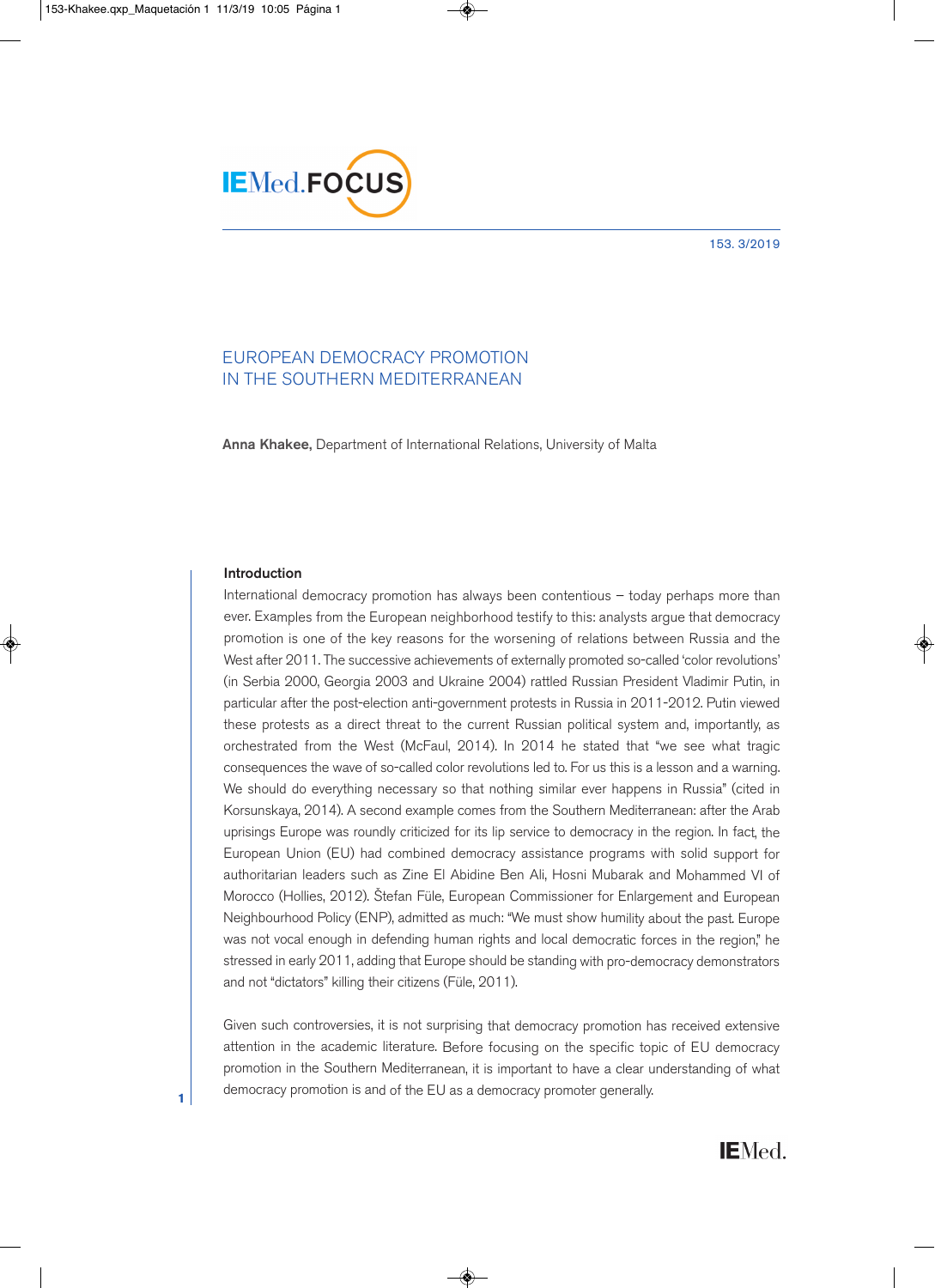# EUROPEAN DEMOCRACY PROMOTION IN THE SOUTHERN MEDITERRANEAN

**Anna Khakee,** Department of International Relations, University of Malta

## Introduction

International democracy promotion has always been contentious – today perhaps more than ever. Examples from the European neighborhood testify to this: analysts argue that democracy promotion is one of the key reasons for the worsening of relations between Russia and the West after 2011. The successive achievements of externally promoted so-called 'color revolutions' (in Serbia 2000, Georgia 2003 and Ukraine 2004) rattled Russian President Vladimir Putin, in particular after the post-election anti-government protests in Russia in 2011-2012. Putin viewed these protests as a direct threat to the current Russian political system and, importantly, as orchestrated from the West (McFaul, 2014). In 2014 he stated that "we see what tragic consequences the wave of so-called color revolutions led to. For us this is a lesson and a warning. We should do everything necessary so that nothing similar ever happens in Russia" (cited in Korsunskaya, 2014). A second example comes from the Southern Mediterranean: after the Arab uprisings Europe was roundly criticized for its lip service to democracy in the region. In fact, the European Union (EU) had combined democracy assistance programs with solid support for authoritarian leaders such as Zine El Abidine Ben Ali, Hosni Mubarak and Mohammed VI of Morocco (Hollies, 2012). Štefan Füle, European Commissioner for Enlargement and European Neighbourhood Policy (ENP), admitted as much: "We must show humility about the past. Europe was not vocal enough in defending human rights and local democratic forces in the region," he stressed in early 2011, adding that Europe should be standing with pro-democracy demonstrators and not "dictators" killing their citizens (Füle, 2011).

Given such controversies, it is not surprising that democracy promotion has received extensive attention in the academic literature. Before focusing on the specific topic of EU democracy promotion in the Southern Mediterranean, it is important to have a clear understanding of what democracy promotion is and of the EU as a democracy promoter generally.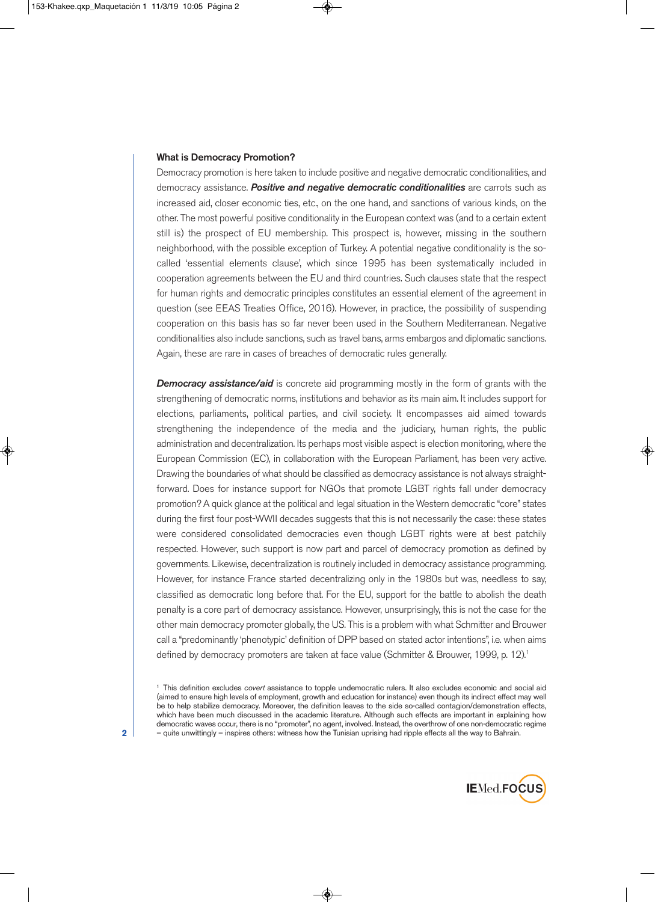## What is Democracy Promotion?

Democracy promotion is here taken to include positive and negative democratic conditionalities, and democracy assistance. ***Positive and negative democratic conditionalities*** are carrots such as increased aid, closer economic ties, etc., on the one hand, and sanctions of various kinds, on the other. The most powerful positive conditionality in the European context was (and to a certain extent still is) the prospect of EU membership. This prospect is, however, missing in the southern neighborhood, with the possible exception of Turkey. A potential negative conditionality is the so-called 'essential elements clause', which since 1995 has been systematically included in cooperation agreements between the EU and third countries. Such clauses state that the respect for human rights and democratic principles constitutes an essential element of the agreement in question (see EEAS Treaties Office, 2016). However, in practice, the possibility of suspending cooperation on this basis has so far never been used in the Southern Mediterranean. Negative conditionalities also include sanctions, such as travel bans, arms embargos and diplomatic sanctions. Again, these are rare in cases of breaches of democratic rules generally.

***Democracy assistance/aid*** is concrete aid programming mostly in the form of grants with the strengthening of democratic norms, institutions and behavior as its main aim. It includes support for elections, parliaments, political parties, and civil society. It encompasses aid aimed towards strengthening the independence of the media and the judiciary, human rights, the public administration and decentralization. Its perhaps most visible aspect is election monitoring, where the European Commission (EC), in collaboration with the European Parliament, has been very active. Drawing the boundaries of what should be classified as democracy assistance is not always straight-forward. Does for instance support for NGOs that promote LGBT rights fall under democracy promotion? A quick glance at the political and legal situation in the Western democratic "core" states during the first four post-WWII decades suggests that this is not necessarily the case: these states were considered consolidated democracies even though LGBT rights were at best patchily respected. However, such support is now part and parcel of democracy promotion as defined by governments. Likewise, decentralization is routinely included in democracy assistance programming. However, for instance France started decentralizing only in the 1980s but was, needless to say, classified as democratic long before that. For the EU, support for the battle to abolish the death penalty is a core part of democracy assistance. However, unsurprisingly, this is not the case for the other main democracy promoter globally, the US. This is a problem with what Schmitter and Brouwer call a "predominantly 'phenotypic' definition of DPP based on stated actor intentions", i.e. when aims defined by democracy promoters are taken at face value (Schmitter & Brouwer, 1999, p. 12).[1]

[1] This definition excludes *covert* assistance to topple undemocratic rulers. It also excludes economic and social aid (aimed to ensure high levels of employment, growth and education for instance) even though its indirect effect may well be to help stabilize democracy. Moreover, the definition leaves to the side so-called contagion/demonstration effects, which have been much discussed in the academic literature. Although such effects are important in explaining how democratic waves occur, there is no "promoter", no agent, involved. Instead, the overthrow of one non-democratic regime – quite unwittingly – inspires others: witness how the Tunisian uprising had ripple effects all the way to Bahrain.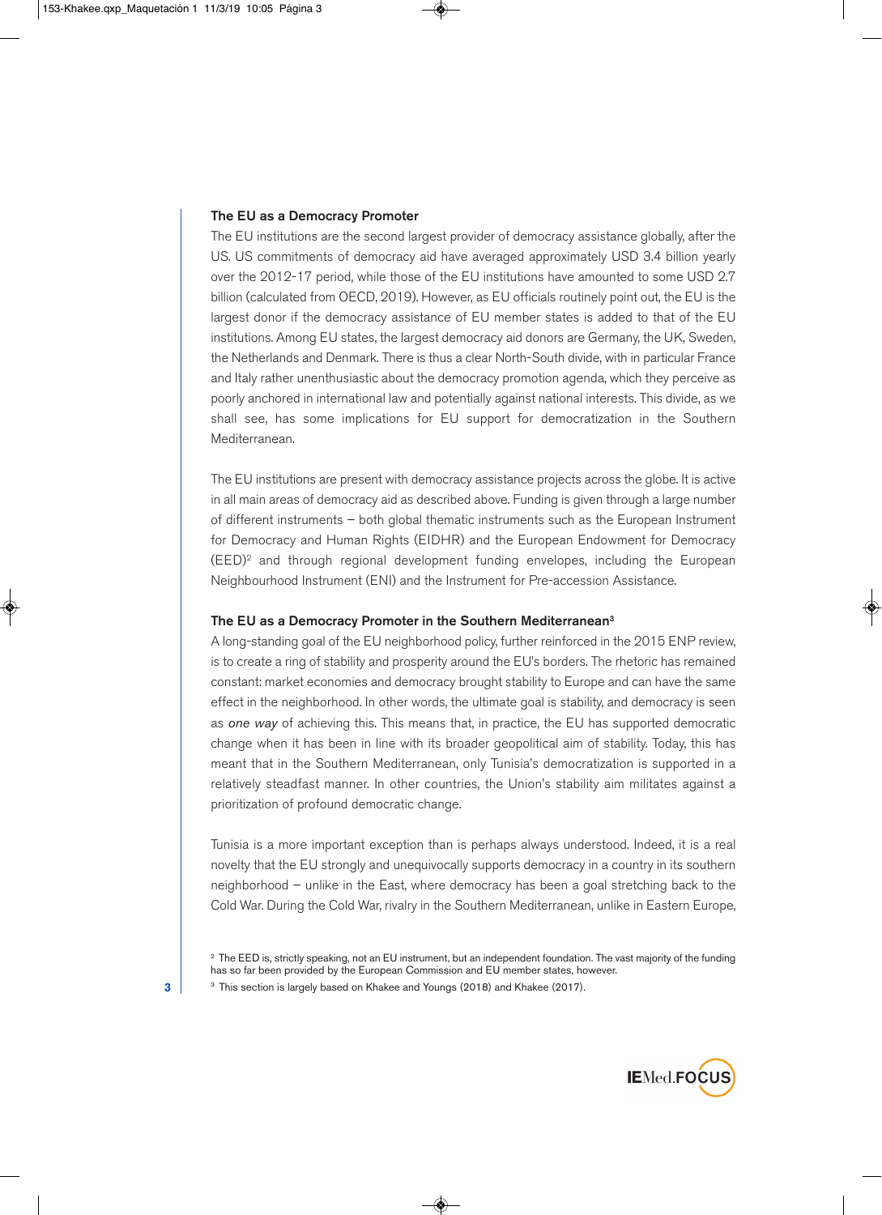## The EU as a Democracy Promoter

The EU institutions are the second largest provider of democracy assistance globally, after the US. US commitments of democracy aid have averaged approximately USD 3.4 billion yearly over the 2012-17 period, while those of the EU institutions have amounted to some USD 2.7 billion (calculated from OECD, 2019). However, as EU officials routinely point out, the EU is the largest donor if the democracy assistance of EU member states is added to that of the EU institutions. Among EU states, the largest democracy aid donors are Germany, the UK, Sweden, the Netherlands and Denmark. There is thus a clear North-South divide, with in particular France and Italy rather unenthusiastic about the democracy promotion agenda, which they perceive as poorly anchored in international law and potentially against national interests. This divide, as we shall see, has some implications for EU support for democratization in the Southern Mediterranean.

The EU institutions are present with democracy assistance projects across the globe. It is active in all main areas of democracy aid as described above. Funding is given through a large number of different instruments – both global thematic instruments such as the European Instrument for Democracy and Human Rights (EIDHR) and the European Endowment for Democracy (EED)[2] and through regional development funding envelopes, including the European Neighbourhood Instrument (ENI) and the Instrument for Pre-accession Assistance.

## The EU as a Democracy Promoter in the Southern Mediterranean[3]

A long-standing goal of the EU neighborhood policy, further reinforced in the 2015 ENP review, is to create a ring of stability and prosperity around the EU's borders. The rhetoric has remained constant: market economies and democracy brought stability to Europe and can have the same effect in the neighborhood. In other words, the ultimate goal is stability, and democracy is seen as *one way* of achieving this. This means that, in practice, the EU has supported democratic change when it has been in line with its broader geopolitical aim of stability. Today, this has meant that in the Southern Mediterranean, only Tunisia's democratization is supported in a relatively steadfast manner. In other countries, the Union's stability aim militates against a prioritization of profound democratic change.

Tunisia is a more important exception than is perhaps always understood. Indeed, it is a real novelty that the EU strongly and unequivocally supports democracy in a country in its southern neighborhood – unlike in the East, where democracy has been a goal stretching back to the Cold War. During the Cold War, rivalry in the Southern Mediterranean, unlike in Eastern Europe,

[2] The EED is, strictly speaking, not an EU instrument, but an independent foundation. The vast majority of the funding has so far been provided by the European Commission and EU member states, however.

[3] This section is largely based on Khakee and Youngs (2018) and Khakee (2017).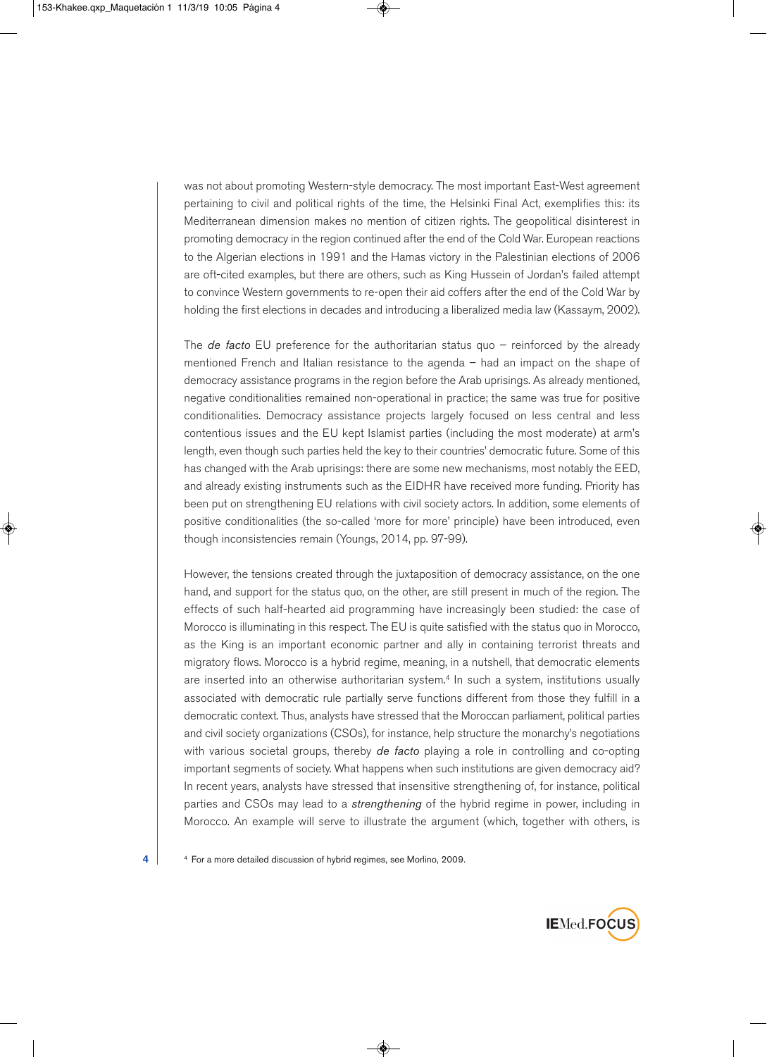was not about promoting Western-style democracy. The most important East-West agreement pertaining to civil and political rights of the time, the Helsinki Final Act, exemplifies this: its Mediterranean dimension makes no mention of citizen rights. The geopolitical disinterest in promoting democracy in the region continued after the end of the Cold War. European reactions to the Algerian elections in 1991 and the Hamas victory in the Palestinian elections of 2006 are oft-cited examples, but there are others, such as King Hussein of Jordan's failed attempt to convince Western governments to re-open their aid coffers after the end of the Cold War by holding the first elections in decades and introducing a liberalized media law (Kassaym, 2002).

The *de facto* EU preference for the authoritarian status quo – reinforced by the already mentioned French and Italian resistance to the agenda – had an impact on the shape of democracy assistance programs in the region before the Arab uprisings. As already mentioned, negative conditionalities remained non-operational in practice; the same was true for positive conditionalities. Democracy assistance projects largely focused on less central and less contentious issues and the EU kept Islamist parties (including the most moderate) at arm's length, even though such parties held the key to their countries' democratic future. Some of this has changed with the Arab uprisings: there are some new mechanisms, most notably the EED, and already existing instruments such as the EIDHR have received more funding. Priority has been put on strengthening EU relations with civil society actors. In addition, some elements of positive conditionalities (the so-called 'more for more' principle) have been introduced, even though inconsistencies remain (Youngs, 2014, pp. 97-99).

However, the tensions created through the juxtaposition of democracy assistance, on the one hand, and support for the status quo, on the other, are still present in much of the region. The effects of such half-hearted aid programming have increasingly been studied: the case of Morocco is illuminating in this respect. The EU is quite satisfied with the status quo in Morocco, as the King is an important economic partner and ally in containing terrorist threats and migratory flows. Morocco is a hybrid regime, meaning, in a nutshell, that democratic elements are inserted into an otherwise authoritarian system.[4] In such a system, institutions usually associated with democratic rule partially serve functions different from those they fulfill in a democratic context. Thus, analysts have stressed that the Moroccan parliament, political parties and civil society organizations (CSOs), for instance, help structure the monarchy's negotiations with various societal groups, thereby *de facto* playing a role in controlling and co-opting important segments of society. What happens when such institutions are given democracy aid? In recent years, analysts have stressed that insensitive strengthening of, for instance, political parties and CSOs may lead to a *strengthening* of the hybrid regime in power, including in Morocco. An example will serve to illustrate the argument (which, together with others, is

[4] For a more detailed discussion of hybrid regimes, see Morlino, 2009.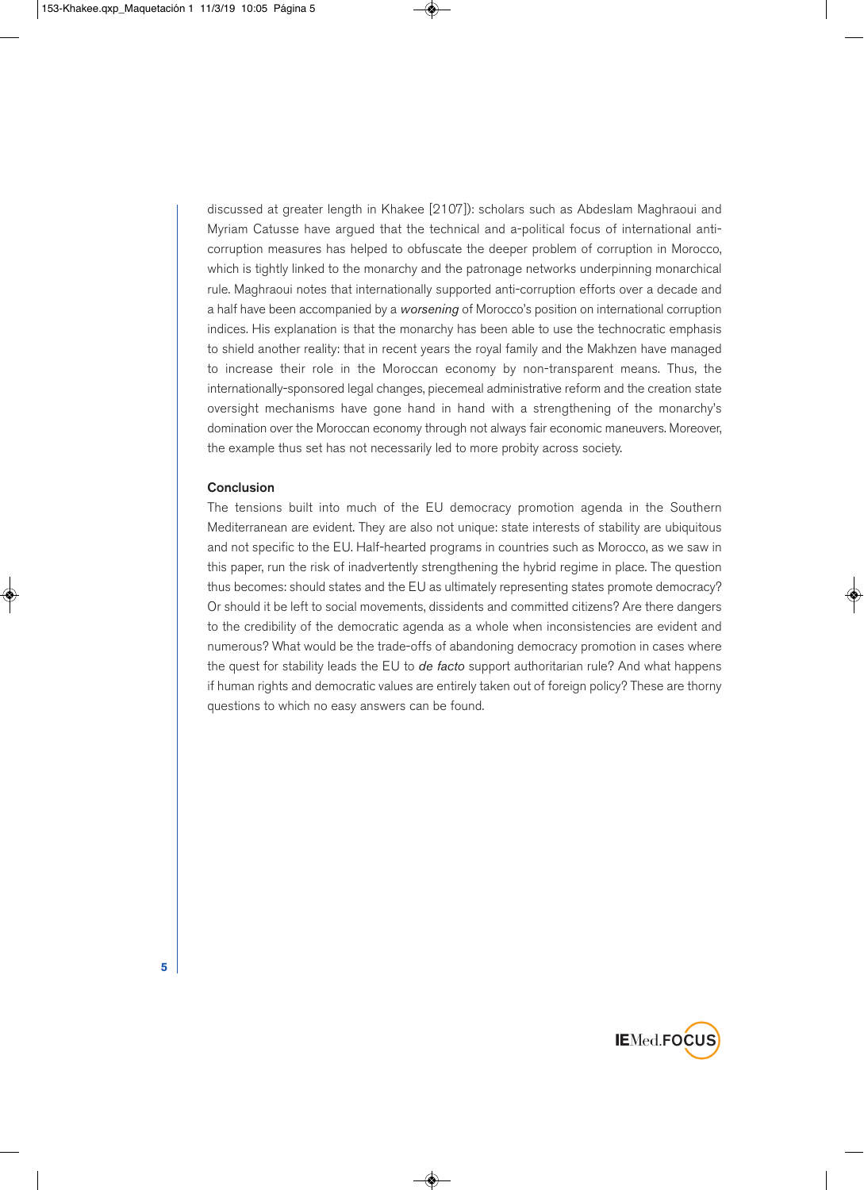discussed at greater length in Khakee [2107]): scholars such as Abdeslam Maghraoui and Myriam Catusse have argued that the technical and a-political focus of international anti-corruption measures has helped to obfuscate the deeper problem of corruption in Morocco, which is tightly linked to the monarchy and the patronage networks underpinning monarchical rule. Maghraoui notes that internationally supported anti-corruption efforts over a decade and a half have been accompanied by a *worsening* of Morocco's position on international corruption indices. His explanation is that the monarchy has been able to use the technocratic emphasis to shield another reality: that in recent years the royal family and the Makhzen have managed to increase their role in the Moroccan economy by non-transparent means. Thus, the internationally-sponsored legal changes, piecemeal administrative reform and the creation state oversight mechanisms have gone hand in hand with a strengthening of the monarchy's domination over the Moroccan economy through not always fair economic maneuvers. Moreover, the example thus set has not necessarily led to more probity across society.

## Conclusion

The tensions built into much of the EU democracy promotion agenda in the Southern Mediterranean are evident. They are also not unique: state interests of stability are ubiquitous and not specific to the EU. Half-hearted programs in countries such as Morocco, as we saw in this paper, run the risk of inadvertently strengthening the hybrid regime in place. The question thus becomes: should states and the EU as ultimately representing states promote democracy? Or should it be left to social movements, dissidents and committed citizens? Are there dangers to the credibility of the democratic agenda as a whole when inconsistencies are evident and numerous? What would be the trade-offs of abandoning democracy promotion in cases where the quest for stability leads the EU to *de facto* support authoritarian rule? And what happens if human rights and democratic values are entirely taken out of foreign policy? These are thorny questions to which no easy answers can be found.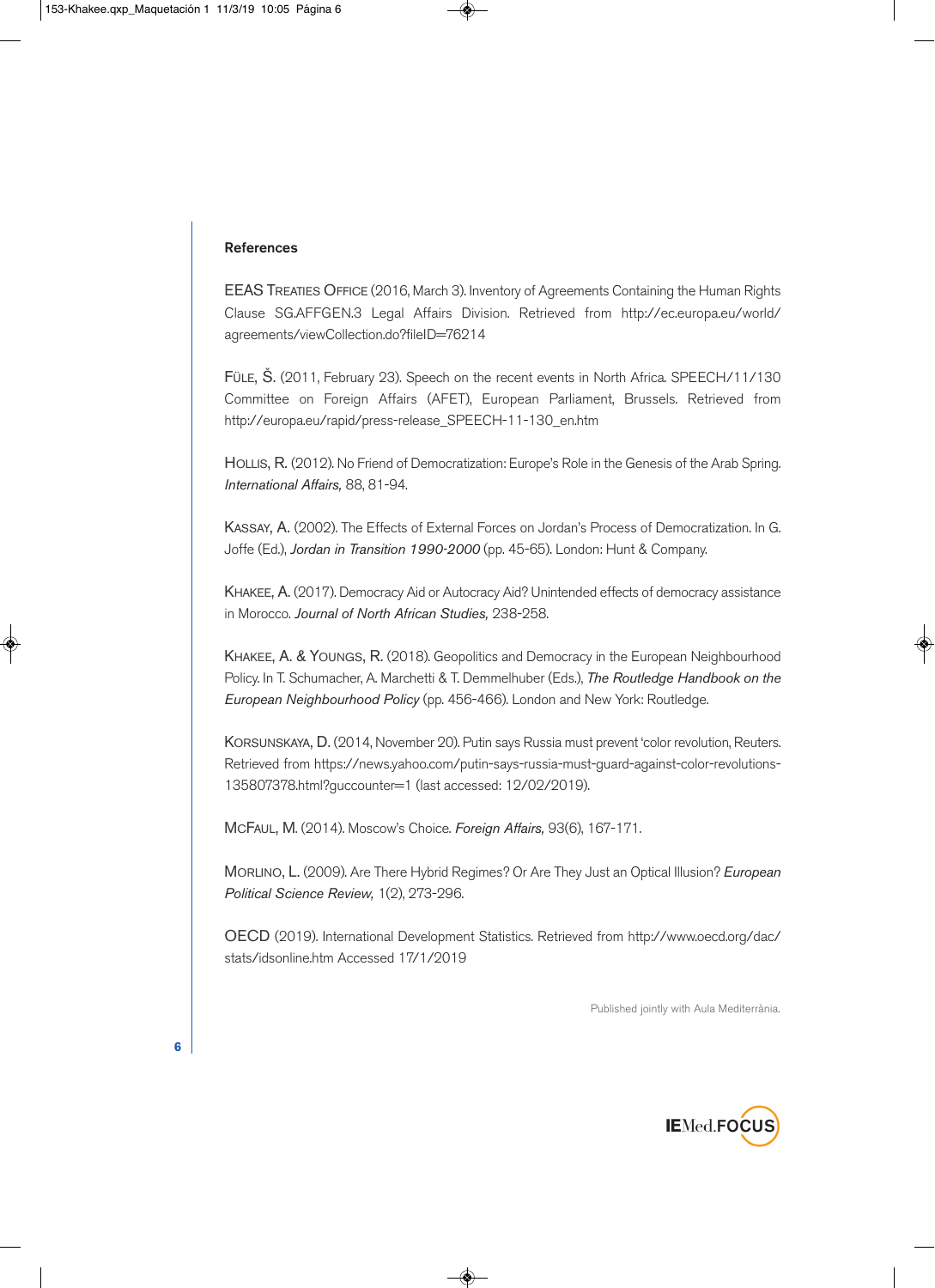## References

EEAS Treaties Office (2016, March 3). Inventory of Agreements Containing the Human Rights Clause SG.AFFGEN.3 Legal Affairs Division. Retrieved from http://ec.europa.eu/world/agreements/viewCollection.do?fileID=76214

Füle, Š. (2011, February 23). Speech on the recent events in North Africa. SPEECH/11/130 Committee on Foreign Affairs (AFET), European Parliament, Brussels. Retrieved from http://europa.eu/rapid/press-release_SPEECH-11-130_en.htm

Hollis, R. (2012). No Friend of Democratization: Europe's Role in the Genesis of the Arab Spring. *International Affairs,* 88, 81-94.

Kassay, A. (2002). The Effects of External Forces on Jordan's Process of Democratization. In G. Joffe (Ed.), *Jordan in Transition 1990-2000* (pp. 45-65). London: Hunt & Company.

Khakee, A. (2017). Democracy Aid or Autocracy Aid? Unintended effects of democracy assistance in Morocco. *Journal of North African Studies,* 238-258.

Khakee, A. & Youngs, R. (2018). Geopolitics and Democracy in the European Neighbourhood Policy. In T. Schumacher, A. Marchetti & T. Demmelhuber (Eds.), *The Routledge Handbook on the European Neighbourhood Policy* (pp. 456-466). London and New York: Routledge.

Korsunskaya, D. (2014, November 20). Putin says Russia must prevent 'color revolution, Reuters. Retrieved from https://news.yahoo.com/putin-says-russia-must-guard-against-color-revolutions-135807378.html?guccounter=1 (last accessed: 12/02/2019).

McFaul, M. (2014). Moscow's Choice. *Foreign Affairs,* 93(6), 167-171.

Morlino, L. (2009). Are There Hybrid Regimes? Or Are They Just an Optical Illusion? *European Political Science Review,* 1(2), 273-296.

OECD (2019). International Development Statistics. Retrieved from http://www.oecd.org/dac/stats/idsonline.htm Accessed 17/1/2019

Published jointly with Aula Mediterrània.